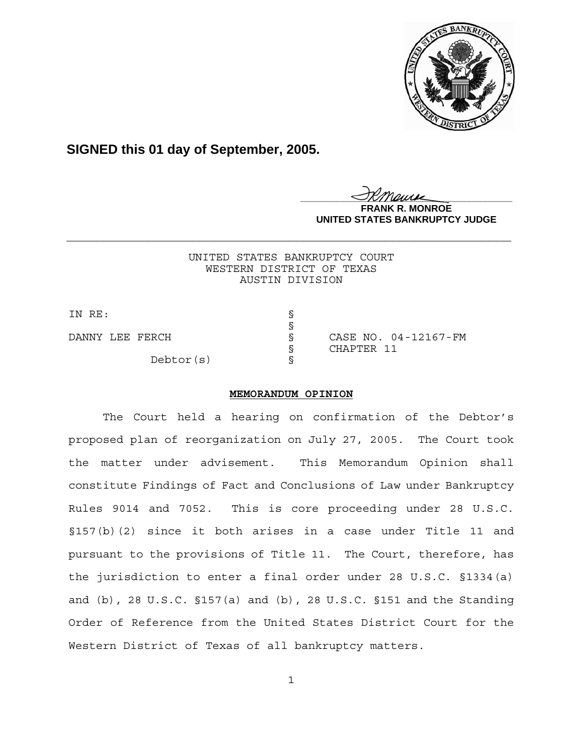**SIGNED this 01 day of September, 2005.**

**FRANK R. MONROE**
**UNITED STATES BANKRUPTCY JUDGE**

---

UNITED STATES BANKRUPTCY COURT
WESTERN DISTRICT OF TEXAS
AUSTIN DIVISION

| | | |
|---|---|---|
| IN RE: | § | |
| | § | |
| DANNY LEE FERCH | § | CASE NO. 04-12167-FM |
| | § | CHAPTER 11 |
| Debtor(s) | § | |

**MEMORANDUM OPINION**

The Court held a hearing on confirmation of the Debtor's proposed plan of reorganization on July 27, 2005. The Court took the matter under advisement. This Memorandum Opinion shall constitute Findings of Fact and Conclusions of Law under Bankruptcy Rules 9014 and 7052. This is core proceeding under 28 U.S.C. §157(b)(2) since it both arises in a case under Title 11 and pursuant to the provisions of Title 11. The Court, therefore, has the jurisdiction to enter a final order under 28 U.S.C. §1334(a) and (b), 28 U.S.C. §157(a) and (b), 28 U.S.C. §151 and the Standing Order of Reference from the United States District Court for the Western District of Texas of all bankruptcy matters.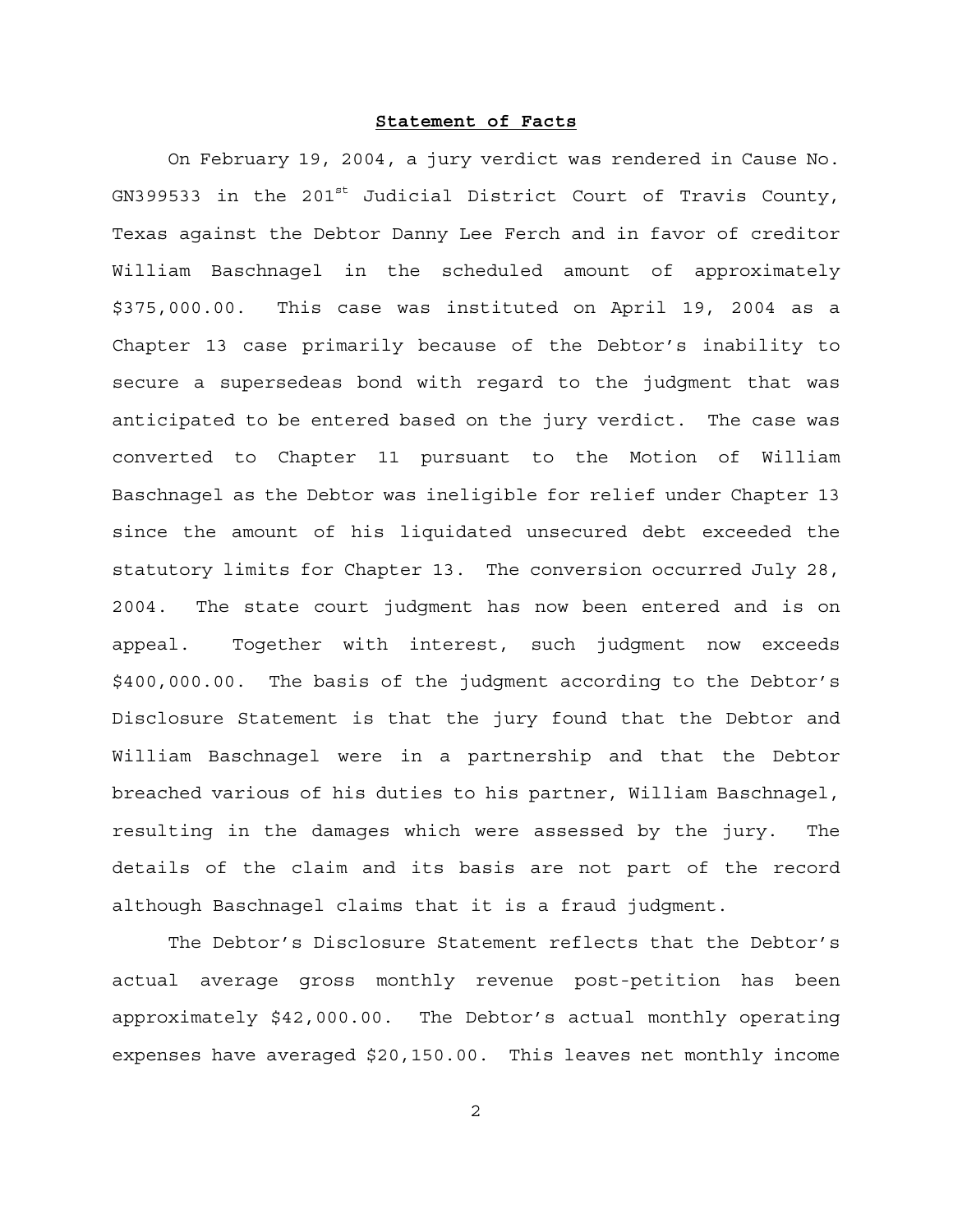**Statement of Facts**

On February 19, 2004, a jury verdict was rendered in Cause No. GN399533 in the 201st Judicial District Court of Travis County, Texas against the Debtor Danny Lee Ferch and in favor of creditor William Baschnagel in the scheduled amount of approximately $375,000.00. This case was instituted on April 19, 2004 as a Chapter 13 case primarily because of the Debtor's inability to secure a supersedeas bond with regard to the judgment that was anticipated to be entered based on the jury verdict. The case was converted to Chapter 11 pursuant to the Motion of William Baschnagel as the Debtor was ineligible for relief under Chapter 13 since the amount of his liquidated unsecured debt exceeded the statutory limits for Chapter 13. The conversion occurred July 28, 2004. The state court judgment has now been entered and is on appeal. Together with interest, such judgment now exceeds $400,000.00. The basis of the judgment according to the Debtor's Disclosure Statement is that the jury found that the Debtor and William Baschnagel were in a partnership and that the Debtor breached various of his duties to his partner, William Baschnagel, resulting in the damages which were assessed by the jury. The details of the claim and its basis are not part of the record although Baschnagel claims that it is a fraud judgment.

The Debtor's Disclosure Statement reflects that the Debtor's actual average gross monthly revenue post-petition has been approximately $42,000.00. The Debtor's actual monthly operating expenses have averaged $20,150.00. This leaves net monthly income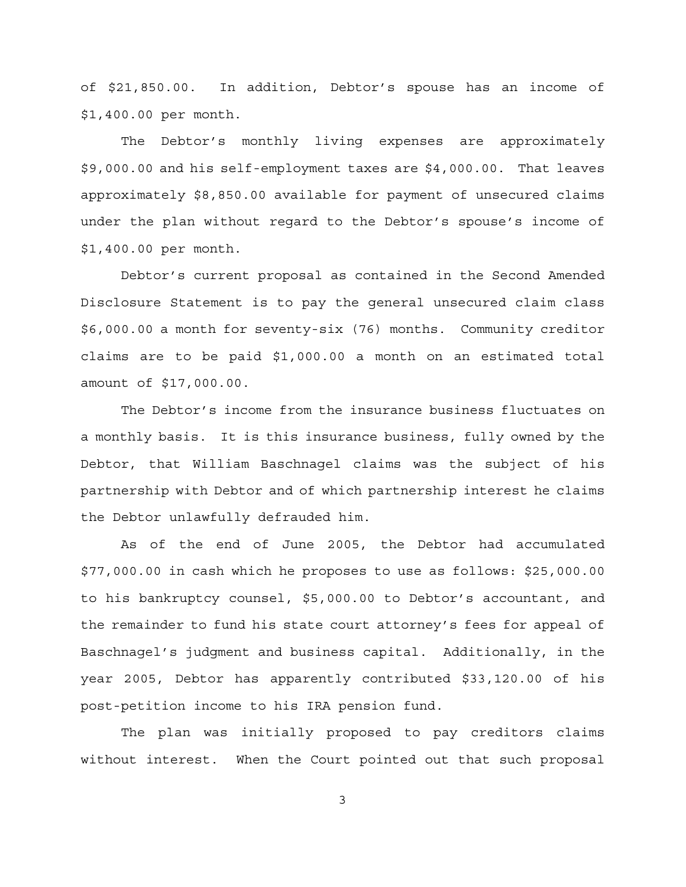of $21,850.00. In addition, Debtor's spouse has an income of $1,400.00 per month.

The Debtor's monthly living expenses are approximately $9,000.00 and his self-employment taxes are $4,000.00. That leaves approximately $8,850.00 available for payment of unsecured claims under the plan without regard to the Debtor's spouse's income of $1,400.00 per month.

Debtor's current proposal as contained in the Second Amended Disclosure Statement is to pay the general unsecured claim class $6,000.00 a month for seventy-six (76) months. Community creditor claims are to be paid $1,000.00 a month on an estimated total amount of $17,000.00.

The Debtor's income from the insurance business fluctuates on a monthly basis. It is this insurance business, fully owned by the Debtor, that William Baschnagel claims was the subject of his partnership with Debtor and of which partnership interest he claims the Debtor unlawfully defrauded him.

As of the end of June 2005, the Debtor had accumulated $77,000.00 in cash which he proposes to use as follows: $25,000.00 to his bankruptcy counsel, $5,000.00 to Debtor's accountant, and the remainder to fund his state court attorney's fees for appeal of Baschnagel's judgment and business capital. Additionally, in the year 2005, Debtor has apparently contributed $33,120.00 of his post-petition income to his IRA pension fund.

The plan was initially proposed to pay creditors claims without interest. When the Court pointed out that such proposal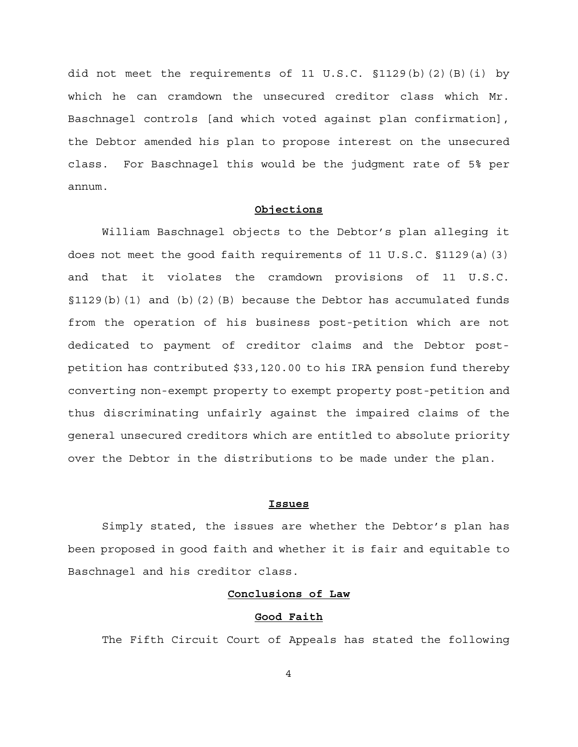did not meet the requirements of 11 U.S.C. §1129(b)(2)(B)(i) by which he can cramdown the unsecured creditor class which Mr. Baschnagel controls [and which voted against plan confirmation], the Debtor amended his plan to propose interest on the unsecured class. For Baschnagel this would be the judgment rate of 5% per annum.

**Objections**

William Baschnagel objects to the Debtor's plan alleging it does not meet the good faith requirements of 11 U.S.C. §1129(a)(3) and that it violates the cramdown provisions of 11 U.S.C. §1129(b)(1) and (b)(2)(B) because the Debtor has accumulated funds from the operation of his business post-petition which are not dedicated to payment of creditor claims and the Debtor post-petition has contributed $33,120.00 to his IRA pension fund thereby converting non-exempt property to exempt property post-petition and thus discriminating unfairly against the impaired claims of the general unsecured creditors which are entitled to absolute priority over the Debtor in the distributions to be made under the plan.

**Issues**

Simply stated, the issues are whether the Debtor's plan has been proposed in good faith and whether it is fair and equitable to Baschnagel and his creditor class.

**Conclusions of Law**

**Good Faith**

The Fifth Circuit Court of Appeals has stated the following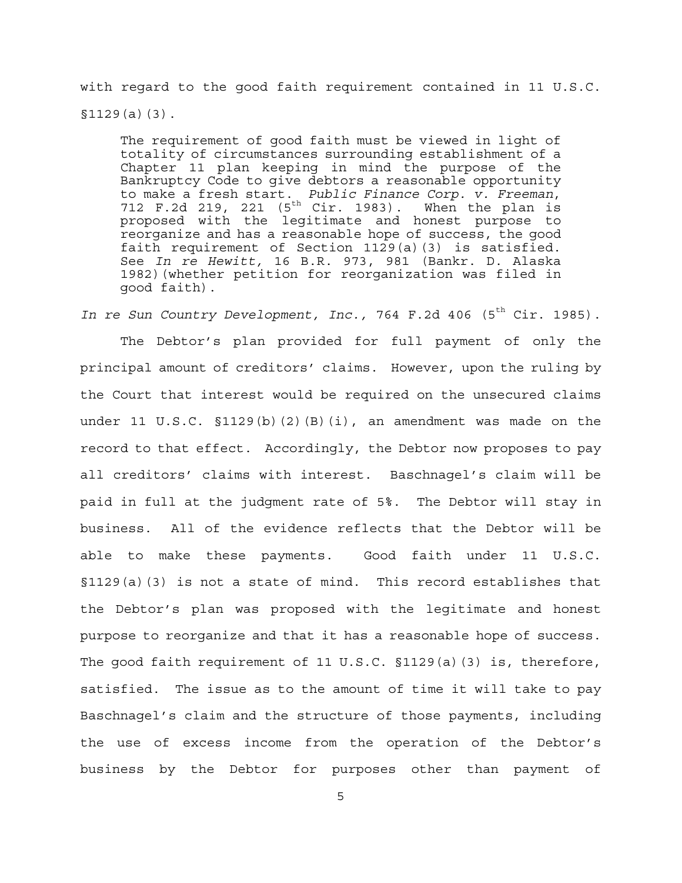with regard to the good faith requirement contained in 11 U.S.C. §1129(a)(3).

> The requirement of good faith must be viewed in light of totality of circumstances surrounding establishment of a Chapter 11 plan keeping in mind the purpose of the Bankruptcy Code to give debtors a reasonable opportunity to make a fresh start. *Public Finance Corp. v. Freeman*, 712 F.2d 219, 221 (5th Cir. 1983). When the plan is proposed with the legitimate and honest purpose to reorganize and has a reasonable hope of success, the good faith requirement of Section 1129(a)(3) is satisfied. See *In re Hewitt,* 16 B.R. 973, 981 (Bankr. D. Alaska 1982)(whether petition for reorganization was filed in good faith).

*In re Sun Country Development, Inc.,* 764 F.2d 406 (5th Cir. 1985).

The Debtor's plan provided for full payment of only the principal amount of creditors' claims. However, upon the ruling by the Court that interest would be required on the unsecured claims under 11 U.S.C. §1129(b)(2)(B)(i), an amendment was made on the record to that effect. Accordingly, the Debtor now proposes to pay all creditors' claims with interest. Baschnagel's claim will be paid in full at the judgment rate of 5%. The Debtor will stay in business. All of the evidence reflects that the Debtor will be able to make these payments. Good faith under 11 U.S.C. §1129(a)(3) is not a state of mind. This record establishes that the Debtor's plan was proposed with the legitimate and honest purpose to reorganize and that it has a reasonable hope of success. The good faith requirement of 11 U.S.C. §1129(a)(3) is, therefore, satisfied. The issue as to the amount of time it will take to pay Baschnagel's claim and the structure of those payments, including the use of excess income from the operation of the Debtor's business by the Debtor for purposes other than payment of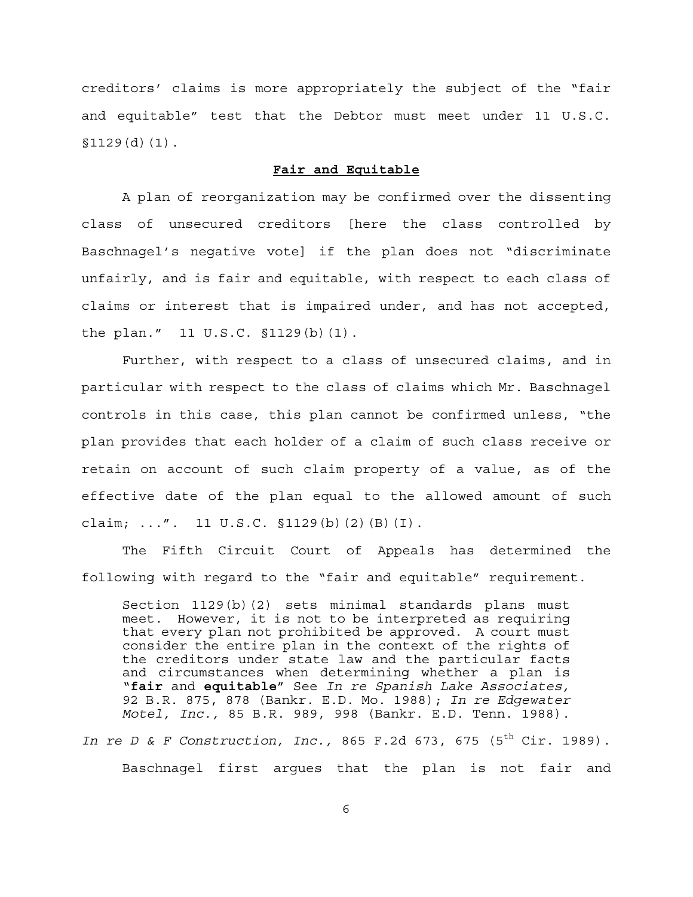creditors' claims is more appropriately the subject of the "fair and equitable" test that the Debtor must meet under 11 U.S.C. §1129(d)(1).

**Fair and Equitable**

A plan of reorganization may be confirmed over the dissenting class of unsecured creditors [here the class controlled by Baschnagel's negative vote] if the plan does not "discriminate unfairly, and is fair and equitable, with respect to each class of claims or interest that is impaired under, and has not accepted, the plan." 11 U.S.C. §1129(b)(1).

Further, with respect to a class of unsecured claims, and in particular with respect to the class of claims which Mr. Baschnagel controls in this case, this plan cannot be confirmed unless, "the plan provides that each holder of a claim of such class receive or retain on account of such claim property of a value, as of the effective date of the plan equal to the allowed amount of such claim; ...". 11 U.S.C. §1129(b)(2)(B)(I).

The Fifth Circuit Court of Appeals has determined the following with regard to the "fair and equitable" requirement.

> Section 1129(b)(2) sets minimal standards plans must meet. However, it is not to be interpreted as requiring that every plan not prohibited be approved. A court must consider the entire plan in the context of the rights of the creditors under state law and the particular facts and circumstances when determining whether a plan is "**fair** and **equitable**" See *In re Spanish Lake Associates,* 92 B.R. 875, 878 (Bankr. E.D. Mo. 1988); *In re Edgewater Motel, Inc.,* 85 B.R. 989, 998 (Bankr. E.D. Tenn. 1988).

*In re D & F Construction, Inc.,* 865 F.2d 673, 675 (5th Cir. 1989).

Baschnagel first argues that the plan is not fair and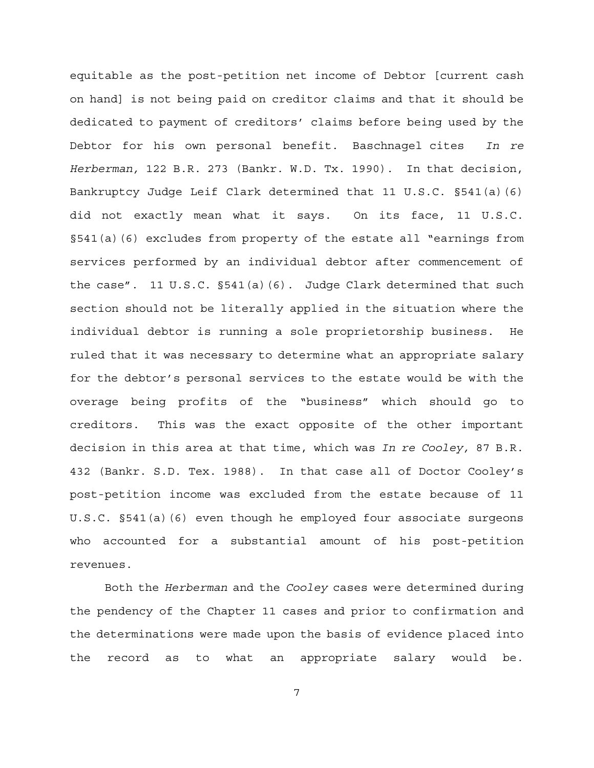equitable as the post-petition net income of Debtor [current cash on hand] is not being paid on creditor claims and that it should be dedicated to payment of creditors' claims before being used by the Debtor for his own personal benefit. Baschnagel cites *In re Herberman,* 122 B.R. 273 (Bankr. W.D. Tx. 1990). In that decision, Bankruptcy Judge Leif Clark determined that 11 U.S.C. §541(a)(6) did not exactly mean what it says. On its face, 11 U.S.C. §541(a)(6) excludes from property of the estate all "earnings from services performed by an individual debtor after commencement of the case". 11 U.S.C. §541(a)(6). Judge Clark determined that such section should not be literally applied in the situation where the individual debtor is running a sole proprietorship business. He ruled that it was necessary to determine what an appropriate salary for the debtor's personal services to the estate would be with the overage being profits of the "business" which should go to creditors. This was the exact opposite of the other important decision in this area at that time, which was *In re Cooley,* 87 B.R. 432 (Bankr. S.D. Tex. 1988). In that case all of Doctor Cooley's post-petition income was excluded from the estate because of 11 U.S.C. §541(a)(6) even though he employed four associate surgeons who accounted for a substantial amount of his post-petition revenues.

Both the *Herberman* and the *Cooley* cases were determined during the pendency of the Chapter 11 cases and prior to confirmation and the determinations were made upon the basis of evidence placed into the record as to what an appropriate salary would be.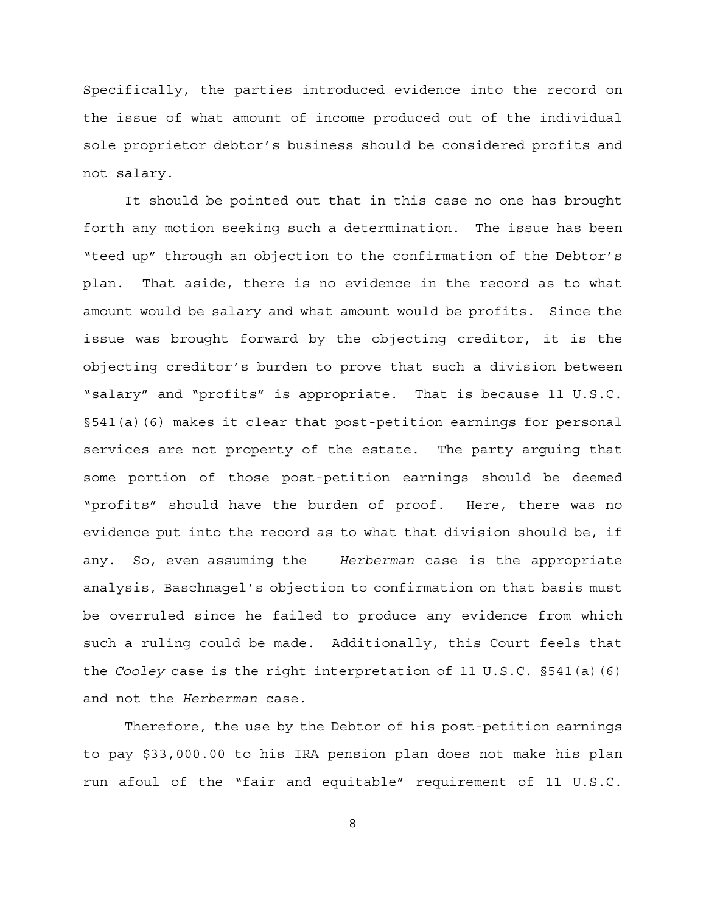Specifically, the parties introduced evidence into the record on the issue of what amount of income produced out of the individual sole proprietor debtor's business should be considered profits and not salary.

It should be pointed out that in this case no one has brought forth any motion seeking such a determination. The issue has been "teed up" through an objection to the confirmation of the Debtor's plan. That aside, there is no evidence in the record as to what amount would be salary and what amount would be profits. Since the issue was brought forward by the objecting creditor, it is the objecting creditor's burden to prove that such a division between "salary" and "profits" is appropriate. That is because 11 U.S.C. §541(a)(6) makes it clear that post-petition earnings for personal services are not property of the estate. The party arguing that some portion of those post-petition earnings should be deemed "profits" should have the burden of proof. Here, there was no evidence put into the record as to what that division should be, if any. So, even assuming the *Herberman* case is the appropriate analysis, Baschnagel's objection to confirmation on that basis must be overruled since he failed to produce any evidence from which such a ruling could be made. Additionally, this Court feels that the *Cooley* case is the right interpretation of 11 U.S.C. §541(a)(6) and not the *Herberman* case.

Therefore, the use by the Debtor of his post-petition earnings to pay $33,000.00 to his IRA pension plan does not make his plan run afoul of the "fair and equitable" requirement of 11 U.S.C.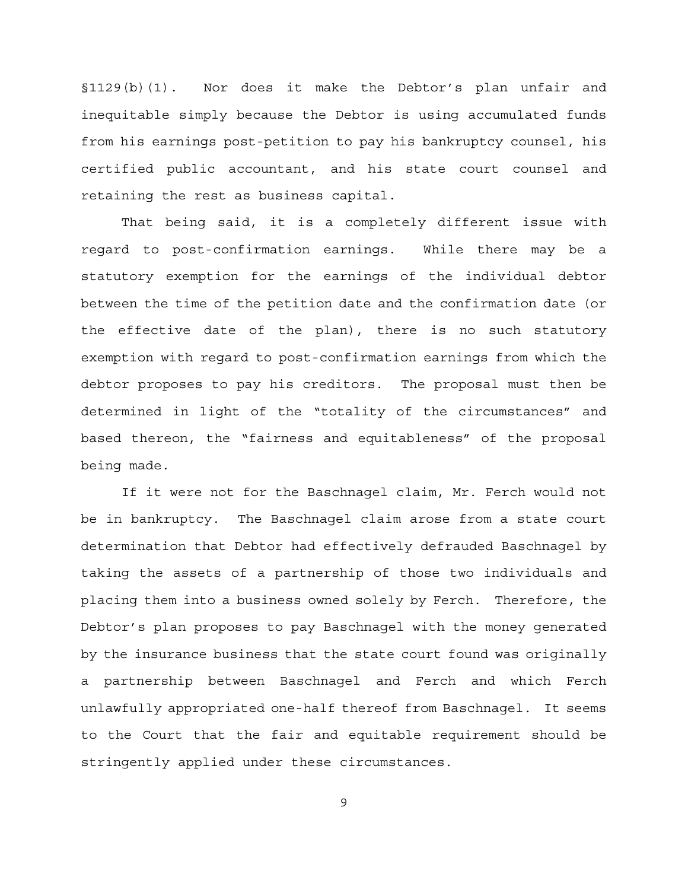§1129(b)(1). Nor does it make the Debtor's plan unfair and inequitable simply because the Debtor is using accumulated funds from his earnings post-petition to pay his bankruptcy counsel, his certified public accountant, and his state court counsel and retaining the rest as business capital.

That being said, it is a completely different issue with regard to post-confirmation earnings. While there may be a statutory exemption for the earnings of the individual debtor between the time of the petition date and the confirmation date (or the effective date of the plan), there is no such statutory exemption with regard to post-confirmation earnings from which the debtor proposes to pay his creditors. The proposal must then be determined in light of the "totality of the circumstances" and based thereon, the "fairness and equitableness" of the proposal being made.

If it were not for the Baschnagel claim, Mr. Ferch would not be in bankruptcy. The Baschnagel claim arose from a state court determination that Debtor had effectively defrauded Baschnagel by taking the assets of a partnership of those two individuals and placing them into a business owned solely by Ferch. Therefore, the Debtor's plan proposes to pay Baschnagel with the money generated by the insurance business that the state court found was originally a partnership between Baschnagel and Ferch and which Ferch unlawfully appropriated one-half thereof from Baschnagel. It seems to the Court that the fair and equitable requirement should be stringently applied under these circumstances.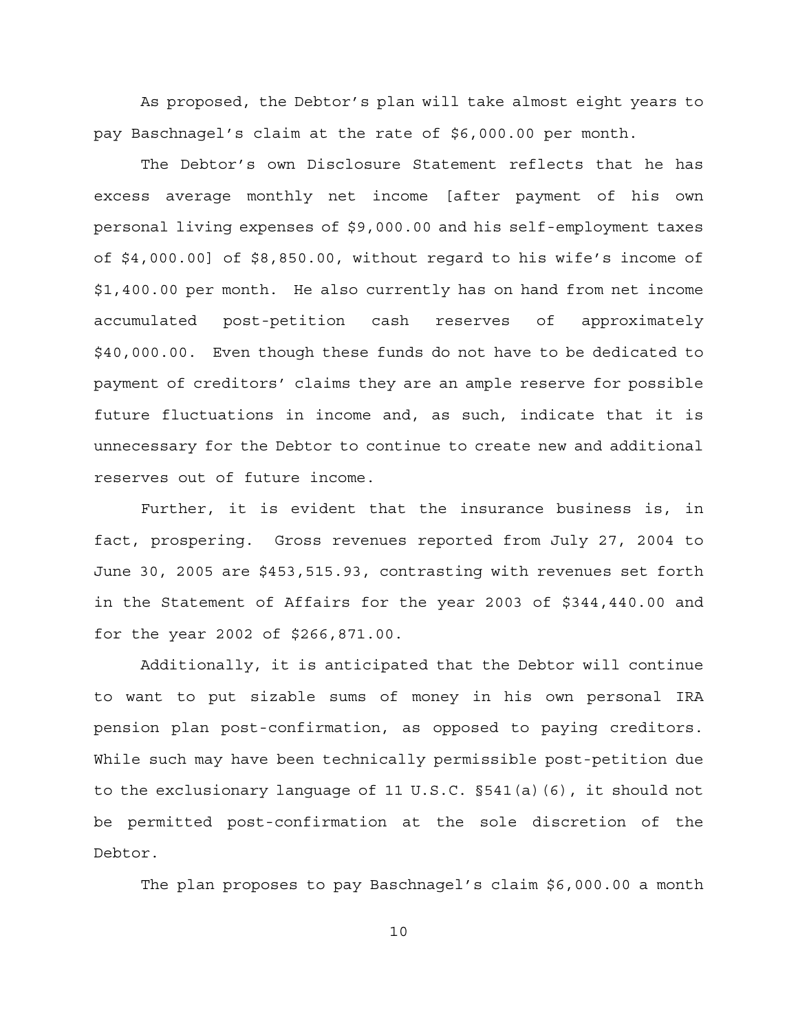As proposed, the Debtor's plan will take almost eight years to pay Baschnagel's claim at the rate of $6,000.00 per month.

The Debtor's own Disclosure Statement reflects that he has excess average monthly net income [after payment of his own personal living expenses of $9,000.00 and his self-employment taxes of $4,000.00] of $8,850.00, without regard to his wife's income of $1,400.00 per month. He also currently has on hand from net income accumulated post-petition cash reserves of approximately $40,000.00. Even though these funds do not have to be dedicated to payment of creditors' claims they are an ample reserve for possible future fluctuations in income and, as such, indicate that it is unnecessary for the Debtor to continue to create new and additional reserves out of future income.

Further, it is evident that the insurance business is, in fact, prospering. Gross revenues reported from July 27, 2004 to June 30, 2005 are $453,515.93, contrasting with revenues set forth in the Statement of Affairs for the year 2003 of $344,440.00 and for the year 2002 of $266,871.00.

Additionally, it is anticipated that the Debtor will continue to want to put sizable sums of money in his own personal IRA pension plan post-confirmation, as opposed to paying creditors. While such may have been technically permissible post-petition due to the exclusionary language of 11 U.S.C. §541(a)(6), it should not be permitted post-confirmation at the sole discretion of the Debtor.

The plan proposes to pay Baschnagel's claim $6,000.00 a month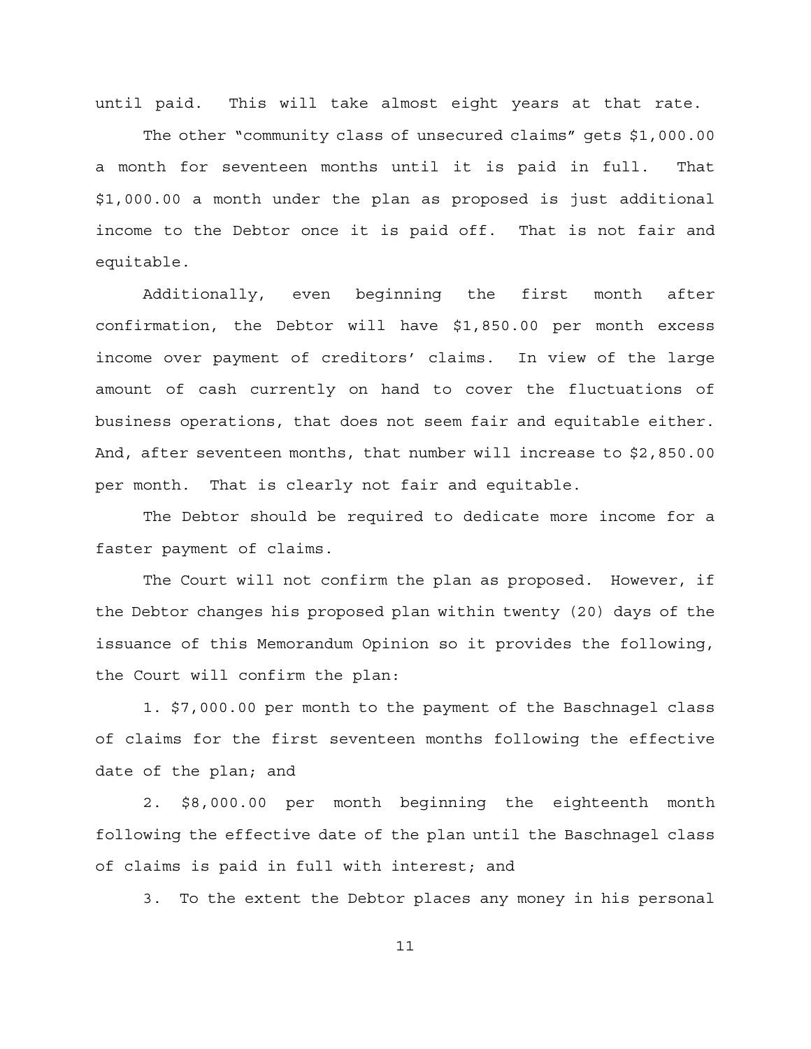until paid. This will take almost eight years at that rate.

The other "community class of unsecured claims" gets $1,000.00 a month for seventeen months until it is paid in full. That $1,000.00 a month under the plan as proposed is just additional income to the Debtor once it is paid off. That is not fair and equitable.

Additionally, even beginning the first month after confirmation, the Debtor will have $1,850.00 per month excess income over payment of creditors' claims. In view of the large amount of cash currently on hand to cover the fluctuations of business operations, that does not seem fair and equitable either. And, after seventeen months, that number will increase to $2,850.00 per month. That is clearly not fair and equitable.

The Debtor should be required to dedicate more income for a faster payment of claims.

The Court will not confirm the plan as proposed. However, if the Debtor changes his proposed plan within twenty (20) days of the issuance of this Memorandum Opinion so it provides the following, the Court will confirm the plan:

1. $7,000.00 per month to the payment of the Baschnagel class of claims for the first seventeen months following the effective date of the plan; and

2. $8,000.00 per month beginning the eighteenth month following the effective date of the plan until the Baschnagel class of claims is paid in full with interest; and

3. To the extent the Debtor places any money in his personal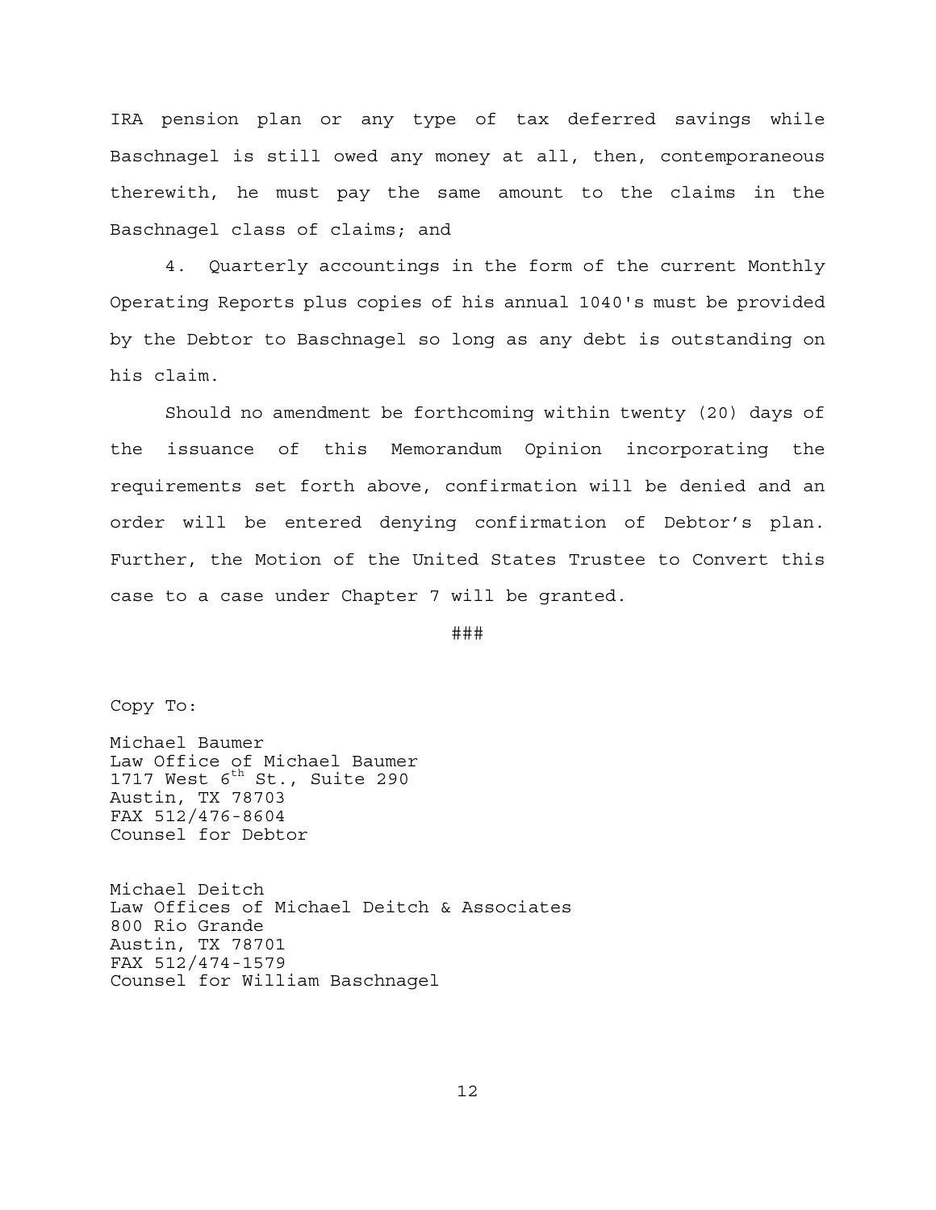IRA pension plan or any type of tax deferred savings while Baschnagel is still owed any money at all, then, contemporaneous therewith, he must pay the same amount to the claims in the Baschnagel class of claims; and

4. Quarterly accountings in the form of the current Monthly Operating Reports plus copies of his annual 1040's must be provided by the Debtor to Baschnagel so long as any debt is outstanding on his claim.

Should no amendment be forthcoming within twenty (20) days of the issuance of this Memorandum Opinion incorporating the requirements set forth above, confirmation will be denied and an order will be entered denying confirmation of Debtor's plan. Further, the Motion of the United States Trustee to Convert this case to a case under Chapter 7 will be granted.

###

Copy To:

Michael Baumer
Law Office of Michael Baumer
1717 West 6th St., Suite 290
Austin, TX 78703
FAX 512/476-8604
Counsel for Debtor

Michael Deitch
Law Offices of Michael Deitch & Associates
800 Rio Grande
Austin, TX 78701
FAX 512/474-1579
Counsel for William Baschnagel